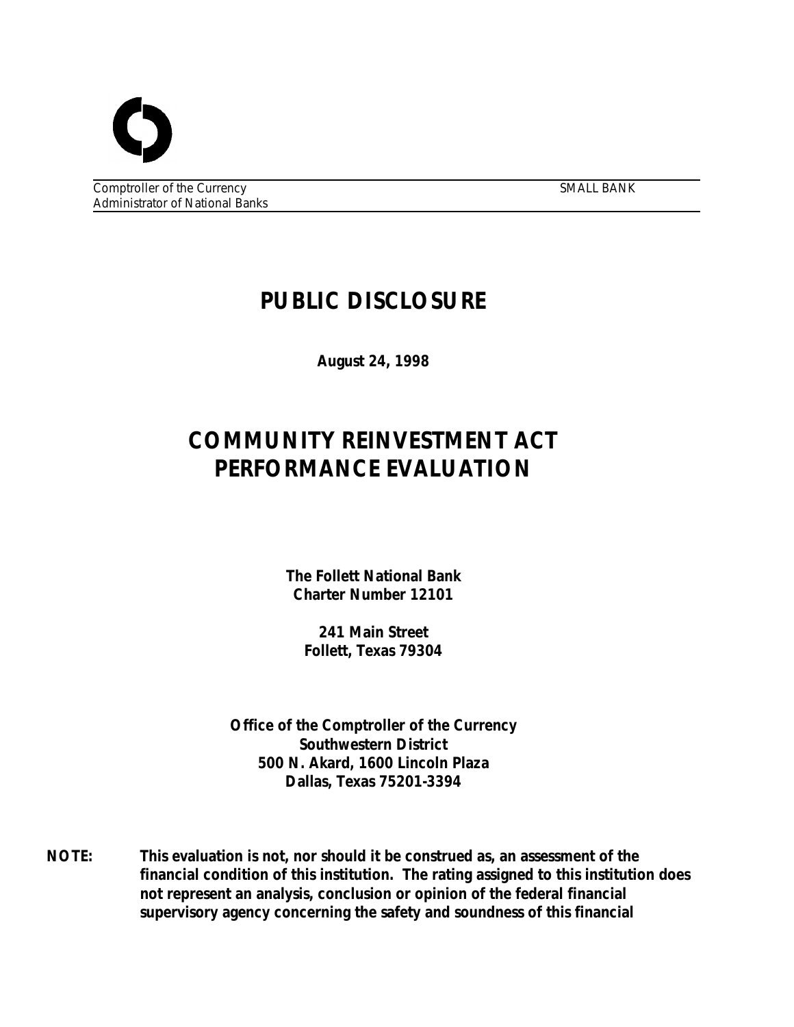Comptroller of the Currency
Administrator of National Banks

SMALL BANK

# PUBLIC DISCLOSURE

**August 24, 1998**

# COMMUNITY REINVESTMENT ACT PERFORMANCE EVALUATION

**The Follett National Bank**
**Charter Number 12101**

**241 Main Street**
**Follett, Texas 79304**

**Office of the Comptroller of the Currency**
**Southwestern District**
**500 N. Akard, 1600 Lincoln Plaza**
**Dallas, Texas 75201-3394**

**NOTE:** **This evaluation is not, nor should it be construed as, an assessment of the financial condition of this institution. The rating assigned to this institution does not represent an analysis, conclusion or opinion of the federal financial supervisory agency concerning the safety and soundness of this financial**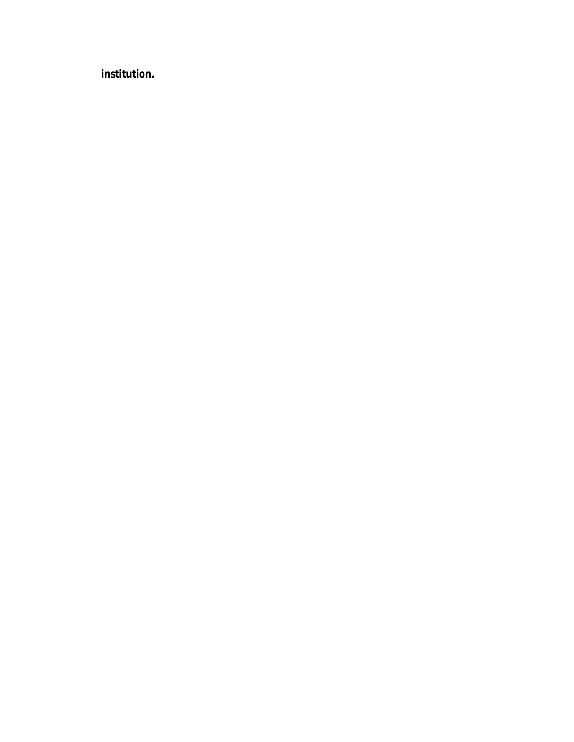***institution.***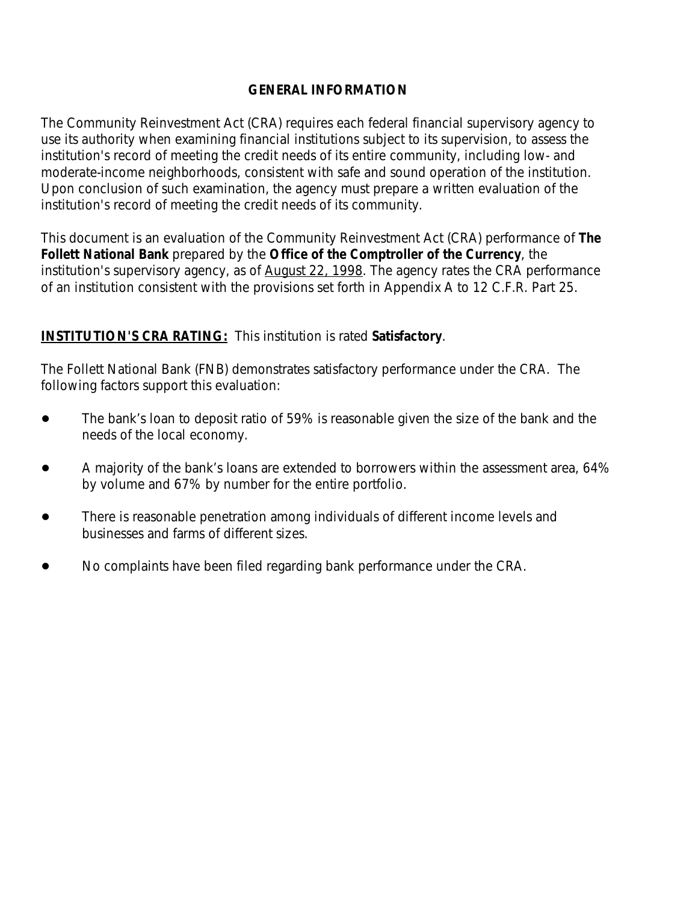## GENERAL INFORMATION

The Community Reinvestment Act (CRA) requires each federal financial supervisory agency to use its authority when examining financial institutions subject to its supervision, to assess the institution's record of meeting the credit needs of its entire community, including low- and moderate-income neighborhoods, consistent with safe and sound operation of the institution. Upon conclusion of such examination, the agency must prepare a written evaluation of the institution's record of meeting the credit needs of its community.

This document is an evaluation of the Community Reinvestment Act (CRA) performance of **The Follett National Bank** prepared by the **Office of the Comptroller of the Currency**, the institution's supervisory agency, as of August 22, 1998. The agency rates the CRA performance of an institution consistent with the provisions set forth in Appendix A to 12 C.F.R. Part 25.

**INSTITUTION'S CRA RATING:** This institution is rated **Satisfactory**.

The Follett National Bank (FNB) demonstrates satisfactory performance under the CRA. The following factors support this evaluation:

- The bank's loan to deposit ratio of 59% is reasonable given the size of the bank and the needs of the local economy.
- A majority of the bank's loans are extended to borrowers within the assessment area, 64% by volume and 67% by number for the entire portfolio.
- There is reasonable penetration among individuals of different income levels and businesses and farms of different sizes.
- No complaints have been filed regarding bank performance under the CRA.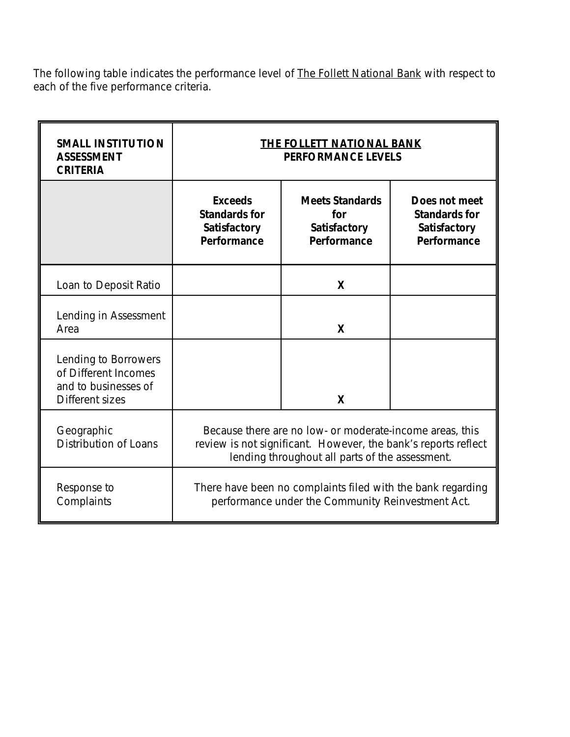The following table indicates the performance level of The Follett National Bank with respect to each of the five performance criteria.

| **SMALL INSTITUTION ASSESSMENT CRITERIA** | **THE FOLLETT NATIONAL BANK PERFORMANCE LEVELS** | | |
|---|---|---|---|
| | **Exceeds Standards for Satisfactory Performance** | **Meets Standards for Satisfactory Performance** | **Does not meet Standards for Satisfactory Performance** |
| Loan to Deposit Ratio | | **X** | |
| Lending in Assessment Area | | **X** | |
| Lending to Borrowers of Different Incomes and to businesses of Different sizes | | **X** | |
| Geographic Distribution of Loans | Because there are no low- or moderate-income areas, this review is not significant. However, the bank's reports reflect lending throughout all parts of the assessment. | | |
| Response to Complaints | There have been no complaints filed with the bank regarding performance under the Community Reinvestment Act. | | |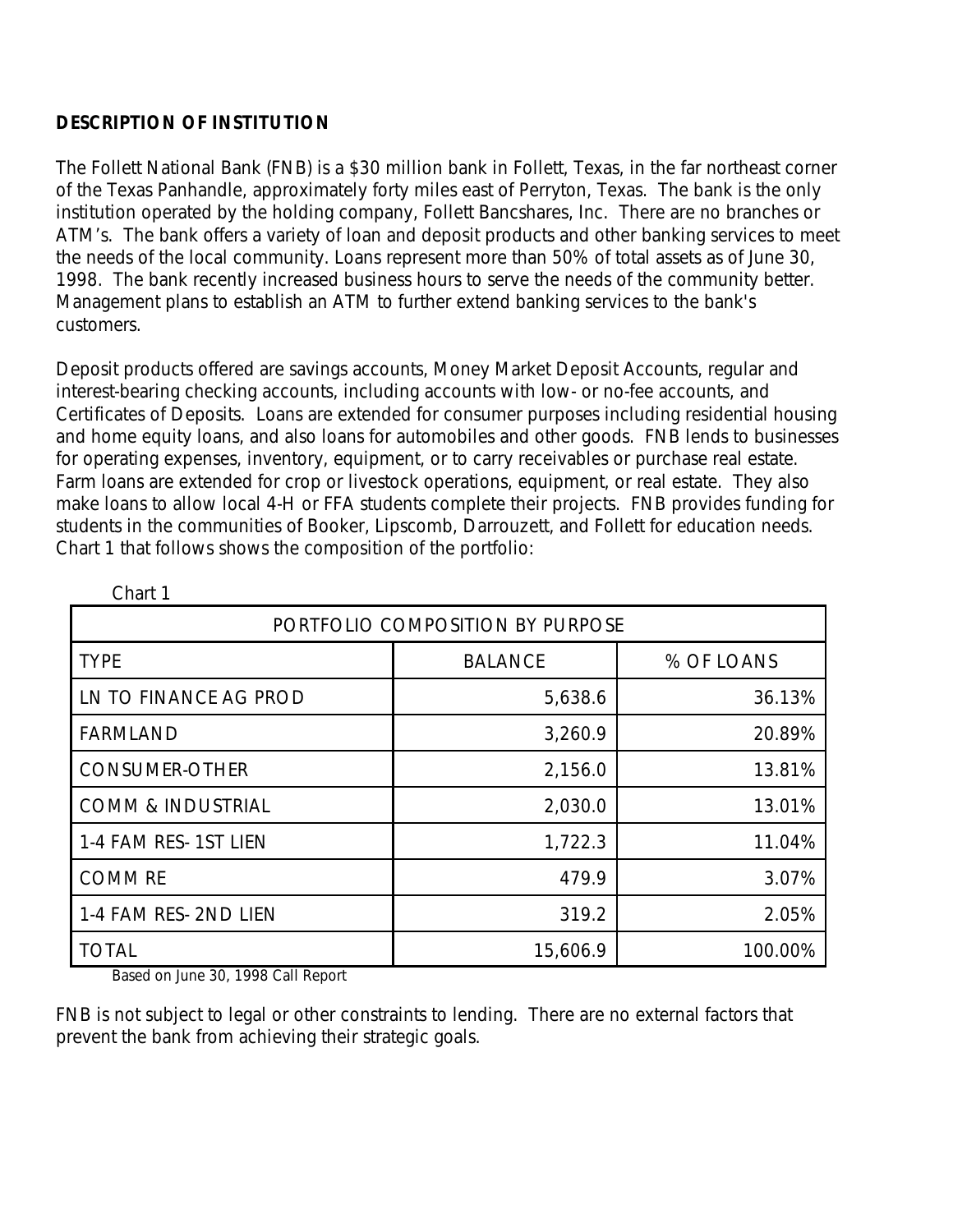## DESCRIPTION OF INSTITUTION

The Follett National Bank (FNB) is a $30 million bank in Follett, Texas, in the far northeast corner of the Texas Panhandle, approximately forty miles east of Perryton, Texas. The bank is the only institution operated by the holding company, Follett Bancshares, Inc. There are no branches or ATM's. The bank offers a variety of loan and deposit products and other banking services to meet the needs of the local community. Loans represent more than 50% of total assets as of June 30, 1998. The bank recently increased business hours to serve the needs of the community better. Management plans to establish an ATM to further extend banking services to the bank's customers.

Deposit products offered are savings accounts, Money Market Deposit Accounts, regular and interest-bearing checking accounts, including accounts with low- or no-fee accounts, and Certificates of Deposits. Loans are extended for consumer purposes including residential housing and home equity loans, and also loans for automobiles and other goods. FNB lends to businesses for operating expenses, inventory, equipment, or to carry receivables or purchase real estate. Farm loans are extended for crop or livestock operations, equipment, or real estate. They also make loans to allow local 4-H or FFA students complete their projects. FNB provides funding for students in the communities of Booker, Lipscomb, Darrouzett, and Follett for education needs. Chart 1 that follows shows the composition of the portfolio:

Chart 1

| PORTFOLIO COMPOSITION BY PURPOSE | | |
|---|---|---|
| TYPE | BALANCE | % OF LOANS |
| LN TO FINANCE AG PROD | 5,638.6 | 36.13% |
| FARMLAND | 3,260.9 | 20.89% |
| CONSUMER-OTHER | 2,156.0 | 13.81% |
| COMM & INDUSTRIAL | 2,030.0 | 13.01% |
| 1-4 FAM RES- 1ST LIEN | 1,722.3 | 11.04% |
| COMM RE | 479.9 | 3.07% |
| 1-4 FAM RES- 2ND LIEN | 319.2 | 2.05% |
| TOTAL | 15,606.9 | 100.00% |

Based on June 30, 1998 Call Report

FNB is not subject to legal or other constraints to lending. There are no external factors that prevent the bank from achieving their strategic goals.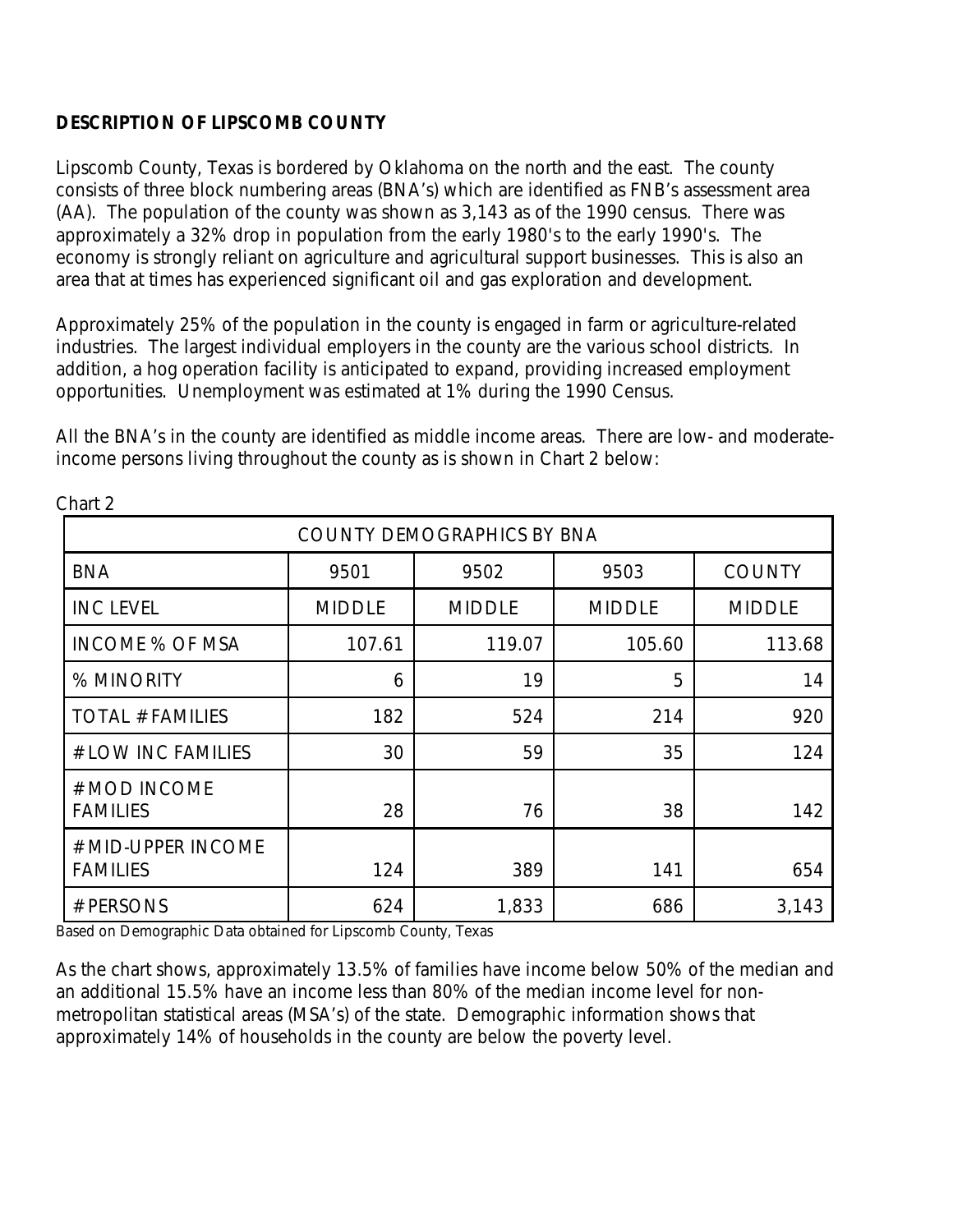**DESCRIPTION OF LIPSCOMB COUNTY**

Lipscomb County, Texas is bordered by Oklahoma on the north and the east. The county consists of three block numbering areas (BNA's) which are identified as FNB's assessment area (AA). The population of the county was shown as 3,143 as of the 1990 census. There was approximately a 32% drop in population from the early 1980's to the early 1990's. The economy is strongly reliant on agriculture and agricultural support businesses. This is also an area that at times has experienced significant oil and gas exploration and development.

Approximately 25% of the population in the county is engaged in farm or agriculture-related industries. The largest individual employers in the county are the various school districts. In addition, a hog operation facility is anticipated to expand, providing increased employment opportunities. Unemployment was estimated at 1% during the 1990 Census.

All the BNA's in the county are identified as middle income areas. There are low- and moderate-income persons living throughout the county as is shown in Chart 2 below:

Chart 2

| COUNTY DEMOGRAPHICS BY BNA | | | | |
|---|---|---|---|---|
| BNA | 9501 | 9502 | 9503 | COUNTY |
| INC LEVEL | MIDDLE | MIDDLE | MIDDLE | MIDDLE |
| INCOME % OF MSA | 107.61 | 119.07 | 105.60 | 113.68 |
| % MINORITY | 6 | 19 | 5 | 14 |
| TOTAL # FAMILIES | 182 | 524 | 214 | 920 |
| # LOW INC FAMILIES | 30 | 59 | 35 | 124 |
| # MOD INCOME FAMILIES | 28 | 76 | 38 | 142 |
| # MID-UPPER INCOME FAMILIES | 124 | 389 | 141 | 654 |
| # PERSONS | 624 | 1,833 | 686 | 3,143 |

Based on Demographic Data obtained for Lipscomb County, Texas

As the chart shows, approximately 13.5% of families have income below 50% of the median and an additional 15.5% have an income less than 80% of the median income level for non-metropolitan statistical areas (MSA's) of the state. Demographic information shows that approximately 14% of households in the county are below the poverty level.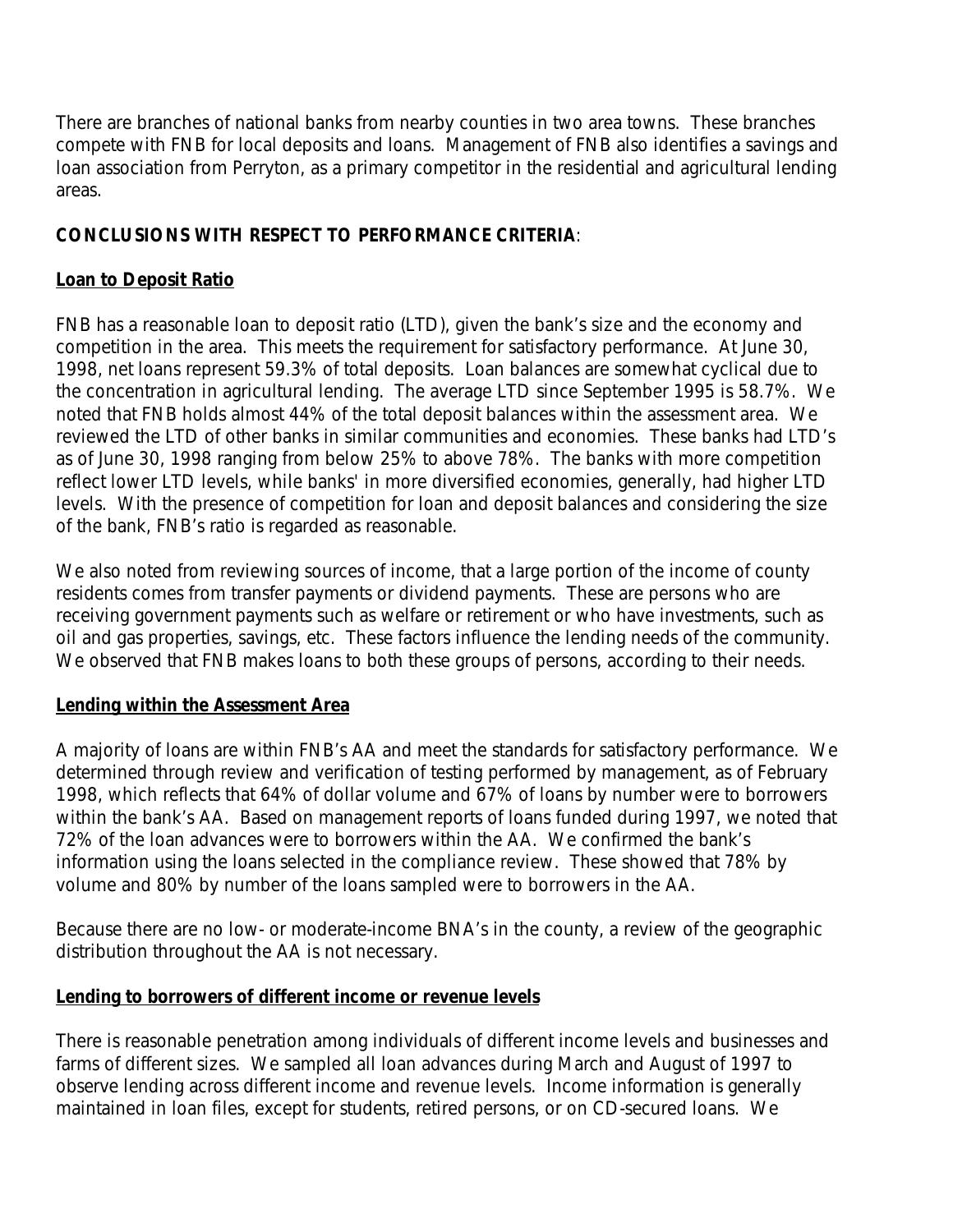There are branches of national banks from nearby counties in two area towns. These branches compete with FNB for local deposits and loans. Management of FNB also identifies a savings and loan association from Perryton, as a primary competitor in the residential and agricultural lending areas.

**CONCLUSIONS WITH RESPECT TO PERFORMANCE CRITERIA**:

**Loan to Deposit Ratio**

FNB has a reasonable loan to deposit ratio (LTD), given the bank's size and the economy and competition in the area. This meets the requirement for satisfactory performance. At June 30, 1998, net loans represent 59.3% of total deposits. Loan balances are somewhat cyclical due to the concentration in agricultural lending. The average LTD since September 1995 is 58.7%. We noted that FNB holds almost 44% of the total deposit balances within the assessment area. We reviewed the LTD of other banks in similar communities and economies. These banks had LTD's as of June 30, 1998 ranging from below 25% to above 78%. The banks with more competition reflect lower LTD levels, while banks' in more diversified economies, generally, had higher LTD levels. With the presence of competition for loan and deposit balances and considering the size of the bank, FNB's ratio is regarded as reasonable.

We also noted from reviewing sources of income, that a large portion of the income of county residents comes from transfer payments or dividend payments. These are persons who are receiving government payments such as welfare or retirement or who have investments, such as oil and gas properties, savings, etc. These factors influence the lending needs of the community. We observed that FNB makes loans to both these groups of persons, according to their needs.

**Lending within the Assessment Area**

A majority of loans are within FNB's AA and meet the standards for satisfactory performance. We determined through review and verification of testing performed by management, as of February 1998, which reflects that 64% of dollar volume and 67% of loans by number were to borrowers within the bank's AA. Based on management reports of loans funded during 1997, we noted that 72% of the loan advances were to borrowers within the AA. We confirmed the bank's information using the loans selected in the compliance review. These showed that 78% by volume and 80% by number of the loans sampled were to borrowers in the AA.

Because there are no low- or moderate-income BNA's in the county, a review of the geographic distribution throughout the AA is not necessary.

**Lending to borrowers of different income or revenue levels**

There is reasonable penetration among individuals of different income levels and businesses and farms of different sizes. We sampled all loan advances during March and August of 1997 to observe lending across different income and revenue levels. Income information is generally maintained in loan files, except for students, retired persons, or on CD-secured loans. We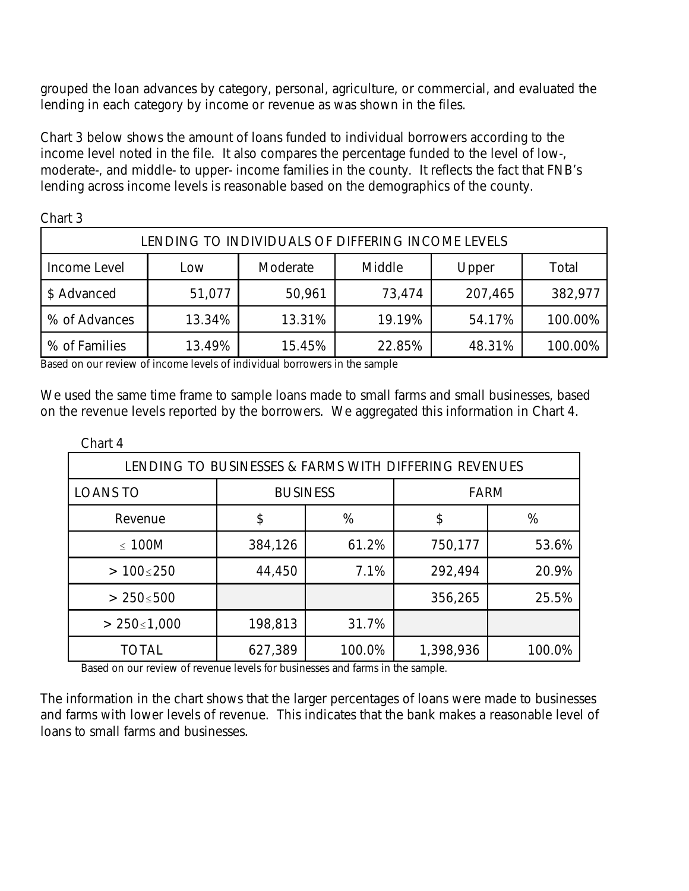grouped the loan advances by category, personal, agriculture, or commercial, and evaluated the lending in each category by income or revenue as was shown in the files.

Chart 3 below shows the amount of loans funded to individual borrowers according to the income level noted in the file. It also compares the percentage funded to the level of low-, moderate-, and middle- to upper- income families in the county. It reflects the fact that FNB's lending across income levels is reasonable based on the demographics of the county.

Chart 3

| LENDING TO INDIVIDUALS OF DIFFERING INCOME LEVELS | | | | | |
|---|---|---|---|---|---|
| Income Level | Low | Moderate | Middle | Upper | Total |
| $ Advanced | 51,077 | 50,961 | 73,474 | 207,465 | 382,977 |
| % of Advances | 13.34% | 13.31% | 19.19% | 54.17% | 100.00% |
| % of Families | 13.49% | 15.45% | 22.85% | 48.31% | 100.00% |

Based on our review of income levels of individual borrowers in the sample

We used the same time frame to sample loans made to small farms and small businesses, based on the revenue levels reported by the borrowers. We aggregated this information in Chart 4.

Chart 4

| LENDING TO BUSINESSES & FARMS WITH DIFFERING REVENUES | | | | |
|---|---|---|---|---|
| LOANS TO | BUSINESS | | FARM | |
| Revenue | $ | % | $ | % |
| ≤ 100M | 384,126 | 61.2% | 750,177 | 53.6% |
| > 100≤250 | 44,450 | 7.1% | 292,494 | 20.9% |
| > 250≤500 | | | 356,265 | 25.5% |
| > 250≤1,000 | 198,813 | 31.7% | | |
| TOTAL | 627,389 | 100.0% | 1,398,936 | 100.0% |

Based on our review of revenue levels for businesses and farms in the sample.

The information in the chart shows that the larger percentages of loans were made to businesses and farms with lower levels of revenue. This indicates that the bank makes a reasonable level of loans to small farms and businesses.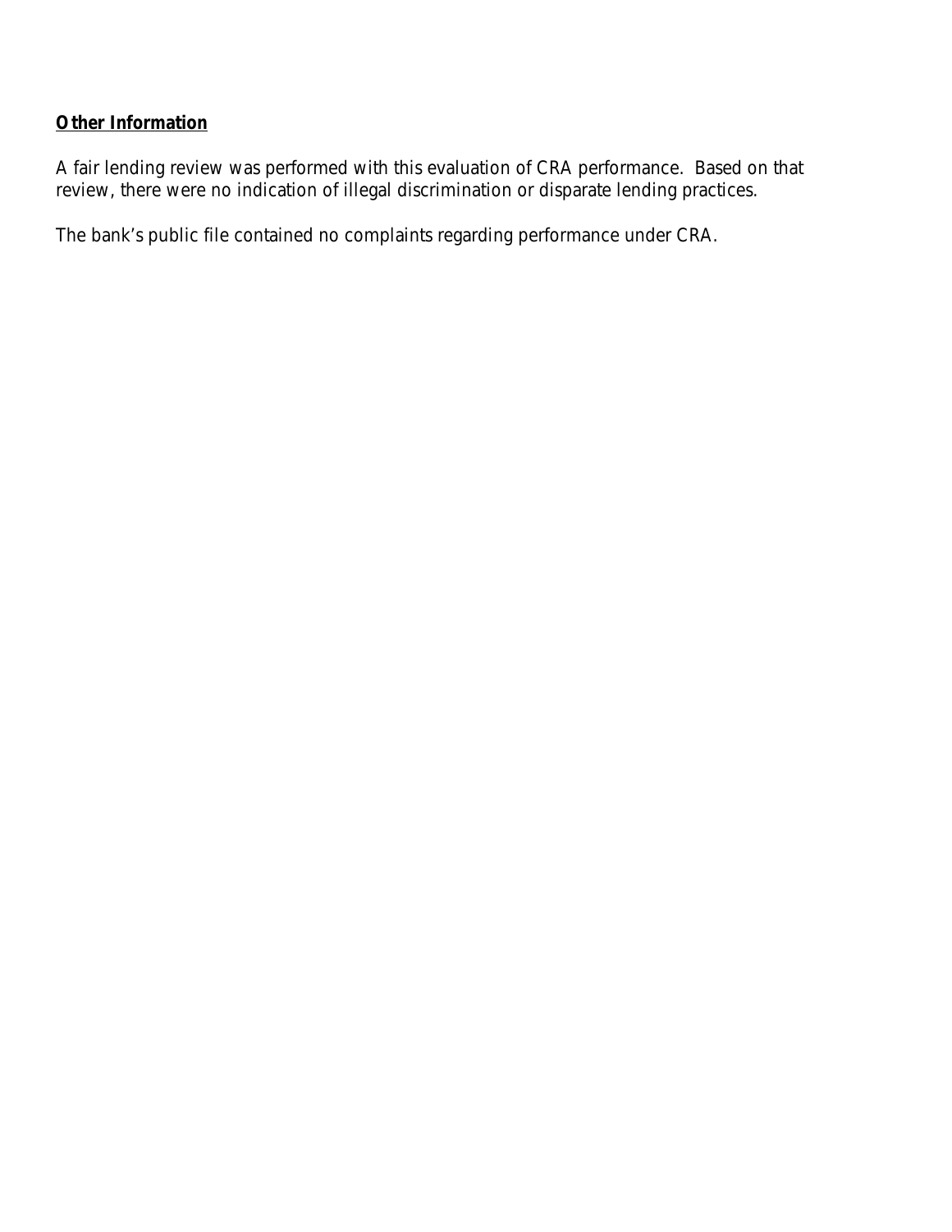**Other Information**

A fair lending review was performed with this evaluation of CRA performance. Based on that review, there were no indication of illegal discrimination or disparate lending practices.

The bank's public file contained no complaints regarding performance under CRA.